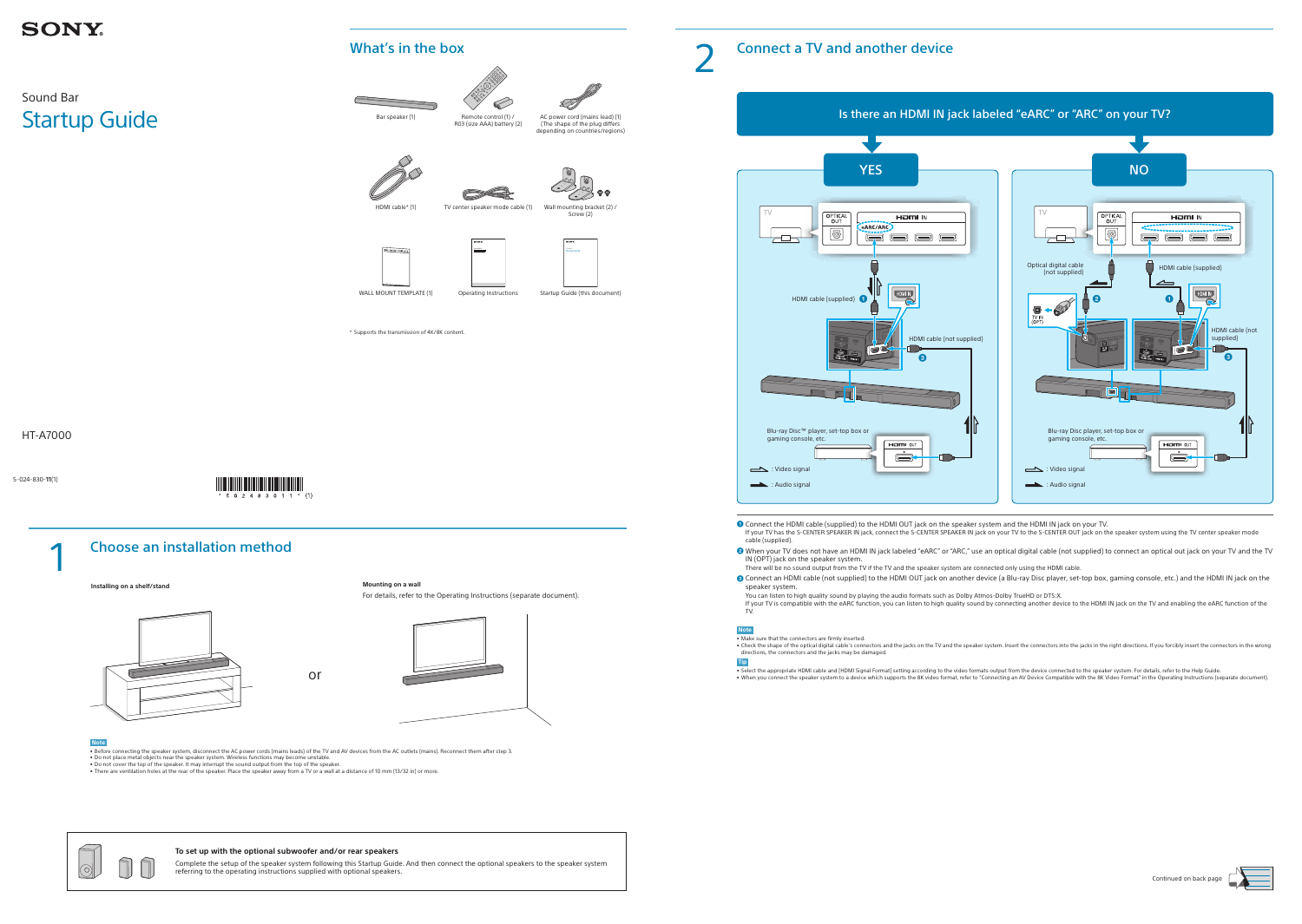SONY

Sound Bar

# Startup Guide

HT-A7000

5-024-830-11(1)

## What's in the box

- Bar speaker (1)
- Remote control (1) / R03 (size AAA) battery (2)
- AC power cord (mains lead) (1) (The shape of the plug differs depending on countries/regions)
- HDMI cable* (1)
- TV center speaker mode cable (1)
- Wall mounting bracket (2) / Screw (2)
- WALL MOUNT TEMPLATE (1)
- Operating Instructions
- Startup Guide (this document)

* Supports the transmission of 4K/8K content.

## 1 Choose an installation method

**Installing on a shelf/stand**

or

**Mounting on a wall**

For details, refer to the Operating Instructions (separate document).

**Note**

- Before connecting the speaker system, disconnect the AC power cords (mains leads) of the TV and AV devices from the AC outlets (mains). Reconnect them after step 3.
- Do not place metal objects near the speaker system. Wireless functions may become unstable.
- Do not cover the top of the speaker. It may interrupt the sound output from the top of the speaker.
- There are ventilation holes at the rear of the speaker. Place the speaker away from a TV or a wall at a distance of 10 mm (13/32 in) or more.

**To set up with the optional subwoofer and/or rear speakers**

Complete the setup of the speaker system following this Startup Guide. And then connect the optional speakers to the speaker system referring to the operating instructions supplied with optional speakers.

## 2 Connect a TV and another device

**Is there an HDMI IN jack labeled "eARC" or "ARC" on your TV?**

**YES**

TV, OPTICAL OUT, HDMI IN, eARC/ARC

HDMI cable (supplied) ❶

HDMI cable (not supplied) ❸

Blu-ray Disc™ player, set-top box or gaming console, etc.

HDMI OUT

: Video signal

: Audio signal

**NO**

TV, OPTICAL OUT, HDMI IN

Optical digital cable (not supplied) ❷

TV IN (OPT)

HDMI cable (supplied) ❶

HDMI cable (not supplied) ❸

Blu-ray Disc player, set-top box or gaming console, etc.

HDMI OUT

: Video signal

: Audio signal

❶ Connect the HDMI cable (supplied) to the HDMI OUT jack on the speaker system and the HDMI IN jack on your TV.
If your TV has the S-CENTER SPEAKER IN jack, connect the S-CENTER SPEAKER IN jack on your TV to the S-CENTER OUT jack on the speaker system using the TV center speaker mode cable (supplied).

❷ When your TV does not have an HDMI IN jack labeled "eARC" or "ARC," use an optical digital cable (not supplied) to connect an optical out jack on your TV and the TV IN (OPT) jack on the speaker system.
There will be no sound output from the TV if the TV and the speaker system are connected only using the HDMI cable.

❸ Connect an HDMI cable (not supplied) to the HDMI OUT jack on another device (a Blu-ray Disc player, set-top box, gaming console, etc.) and the HDMI IN jack on the speaker system.
You can listen to high quality sound by playing the audio formats such as Dolby Atmos-Dolby TrueHD or DTS:X.
If your TV is compatible with the eARC function, you can listen to high quality sound by connecting another device to the HDMI IN jack on the TV and enabling the eARC function of the TV.

**Note**

- Make sure that the connectors are firmly inserted.
- Check the shape of the optical digital cable's connectors and the jacks on the TV and the speaker system. Insert the connectors into the jacks in the right directions. If you forcibly insert the connectors in the wrong directions, the connectors and the jacks may be damaged.

**Tip**

- Select the appropriate HDMI cable and [HDMI Signal Format] setting according to the video formats output from the device connected to the speaker system. For details, refer to the Help Guide.
- When you connect the speaker system to a device which supports the 8K video format, refer to "Connecting an AV Device Compatible with the 8K Video Format" in the Operating Instructions (separate document).

Continued on back page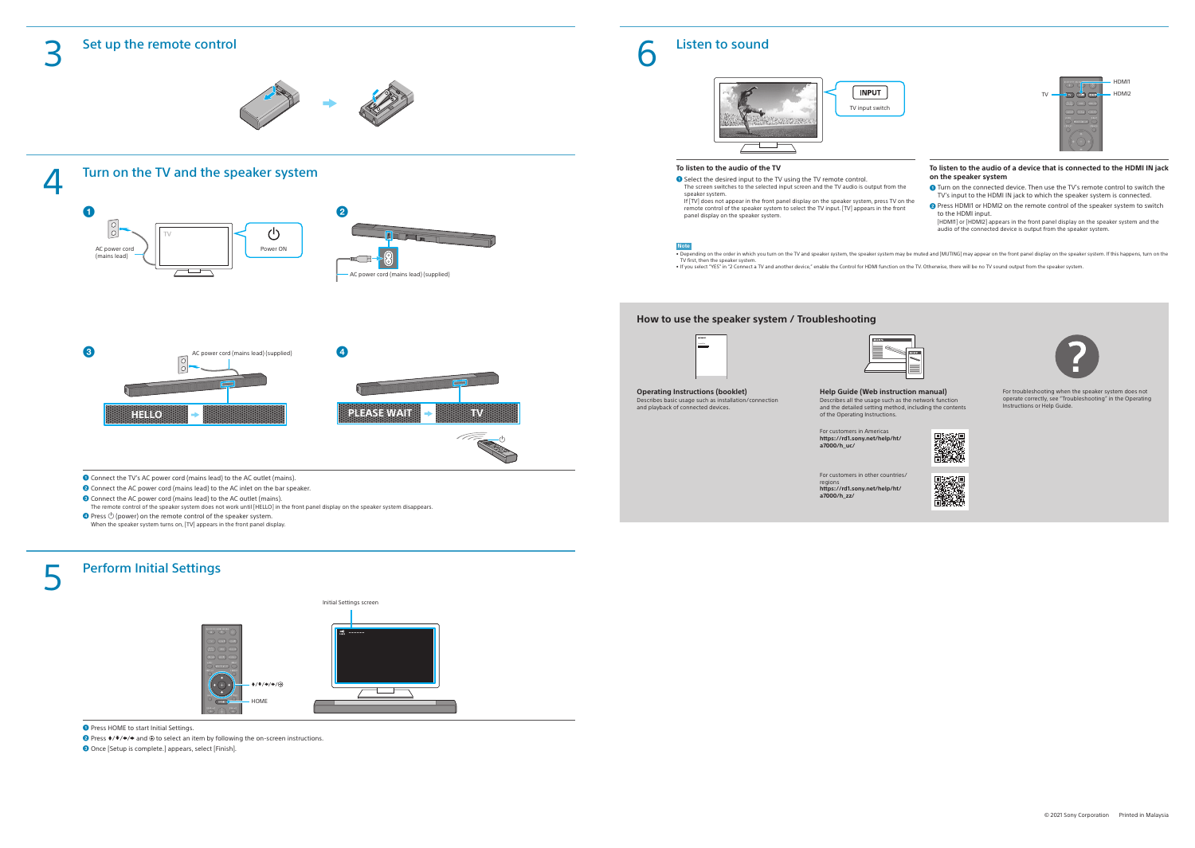# 3 Set up the remote control

# 4 Turn on the TV and the speaker system

TV

AC power cord (mains lead)

Power ON

AC power cord (mains lead) (supplied)

AC power cord (mains lead) (supplied)

HELLO

PLEASE WAIT

TV

1. Connect the TV's AC power cord (mains lead) to the AC outlet (mains).
2. Connect the AC power cord (mains lead) to the AC inlet on the bar speaker.
3. Connect the AC power cord (mains lead) to the AC outlet (mains).
   The remote control of the speaker system does not work until [HELLO] in the front panel display on the speaker system disappears.
4. Press ⏻ (power) on the remote control of the speaker system.
   When the speaker system turns on, [TV] appears in the front panel display.

# 5 Perform Initial Settings

Initial Settings screen

↑/↓/←/→/⊕

HOME

1. Press HOME to start Initial Settings.
2. Press ↑/↓/←/→ and ⊕ to select an item by following the on-screen instructions.
3. Once [Setup is complete.] appears, select [Finish].

# 6 Listen to sound

INPUT

TV input switch

TV

HDMI1

HDMI2

**To listen to the audio of the TV**

1. Select the desired input to the TV using the TV remote control.
   The screen switches to the selected input screen and the TV audio is output from the speaker system.
   If [TV] does not appear in the front panel display on the speaker system, press TV on the remote control of the speaker system to select the TV input. [TV] appears in the front panel display on the speaker system.

**To listen to the audio of a device that is connected to the HDMI IN jack on the speaker system**

1. Turn on the connected device. Then use the TV's remote control to switch the TV's input to the HDMI IN jack to which the speaker system is connected.
2. Press HDMI1 or HDMI2 on the remote control of the speaker system to switch to the HDMI input.
   [HDMI1] or [HDMI2] appears in the front panel display on the speaker system and the audio of the connected device is output from the speaker system.

**Note**

- Depending on the order in which you turn on the TV and speaker system, the speaker system may be muted and [MUTING] may appear on the front panel display on the speaker system. If this happens, turn on the TV first, then the speaker system.
- If you select "YES" in "2 Connect a TV and another device," enable the Control for HDMI function on the TV. Otherwise, there will be no TV sound output from the speaker system.

## How to use the speaker system / Troubleshooting

**Operating Instructions (booklet)**
Describes basic usage such as installation/connection and playback of connected devices.

**Help Guide (Web instruction manual)**
Describes all the usage such as the network function and the detailed setting method, including the contents of the Operating Instructions.

For customers in Americas
**https://rd1.sony.net/help/ht/a7000/h_uc/**

For customers in other countries/regions
**https://rd1.sony.net/help/ht/a7000/h_zz/**

For troubleshooting when the speaker system does not operate correctly, see "Troubleshooting" in the Operating Instructions or Help Guide.

© 2021 Sony Corporation Printed in Malaysia